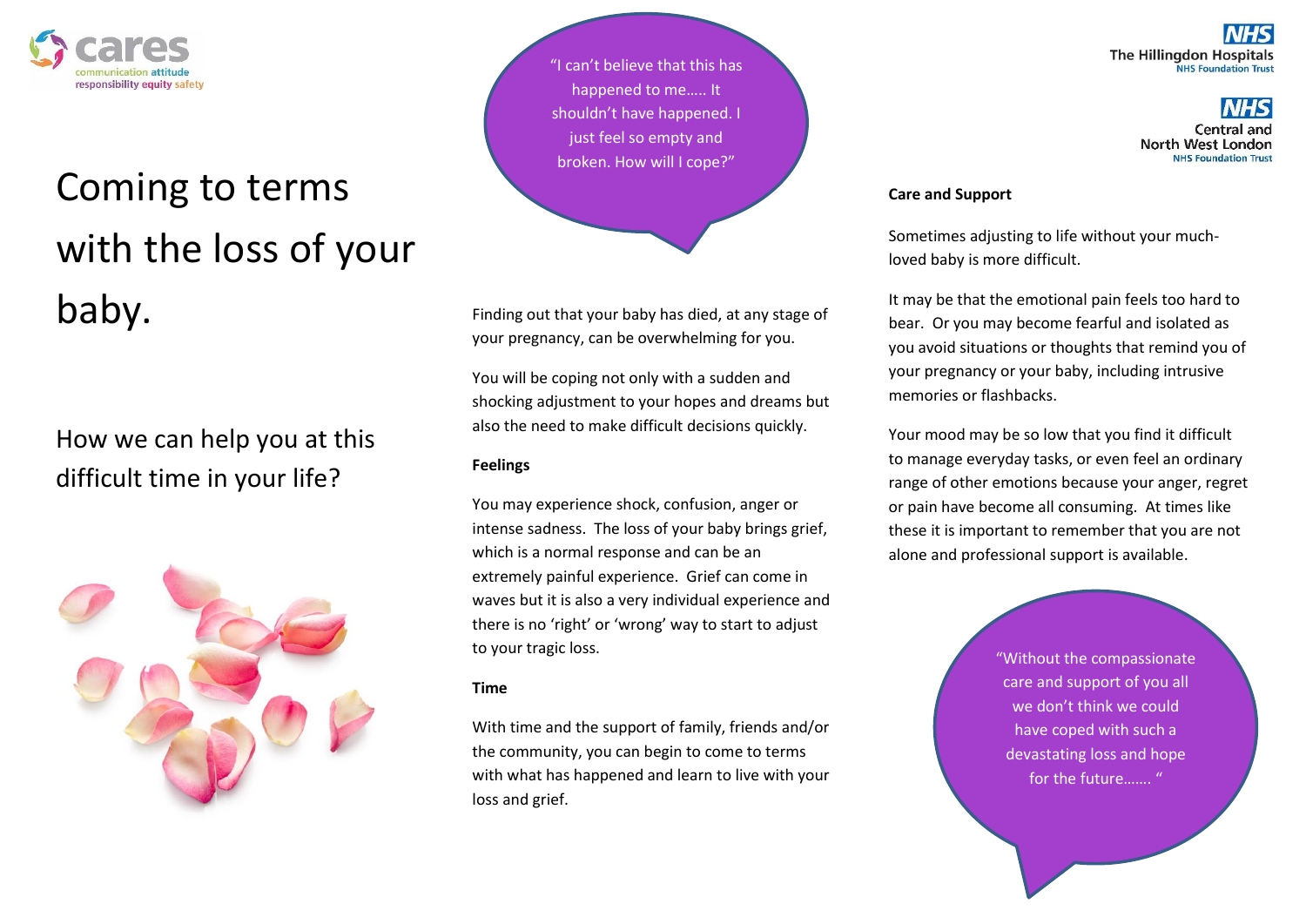cares

communication attitude responsibility equity safety

# Coming to terms with the loss of your baby.

## How we can help you at this difficult time in your life?

"I can't believe that this has happened to me….. It shouldn't have happened. I just feel so empty and broken. How will I cope?"

Finding out that your baby has died, at any stage of your pregnancy, can be overwhelming for you.

You will be coping not only with a sudden and shocking adjustment to your hopes and dreams but also the need to make difficult decisions quickly.

**Feelings**

You may experience shock, confusion, anger or intense sadness. The loss of your baby brings grief, which is a normal response and can be an extremely painful experience. Grief can come in waves but it is also a very individual experience and there is no 'right' or 'wrong' way to start to adjust to your tragic loss.

**Time**

With time and the support of family, friends and/or the community, you can begin to come to terms with what has happened and learn to live with your loss and grief.

NHS The Hillingdon Hospitals NHS Foundation Trust

NHS Central and North West London NHS Foundation Trust

**Care and Support**

Sometimes adjusting to life without your much-loved baby is more difficult.

It may be that the emotional pain feels too hard to bear. Or you may become fearful and isolated as you avoid situations or thoughts that remind you of your pregnancy or your baby, including intrusive memories or flashbacks.

Your mood may be so low that you find it difficult to manage everyday tasks, or even feel an ordinary range of other emotions because your anger, regret or pain have become all consuming. At times like these it is important to remember that you are not alone and professional support is available.

"Without the compassionate care and support of you all we don't think we could have coped with such a devastating loss and hope for the future……. "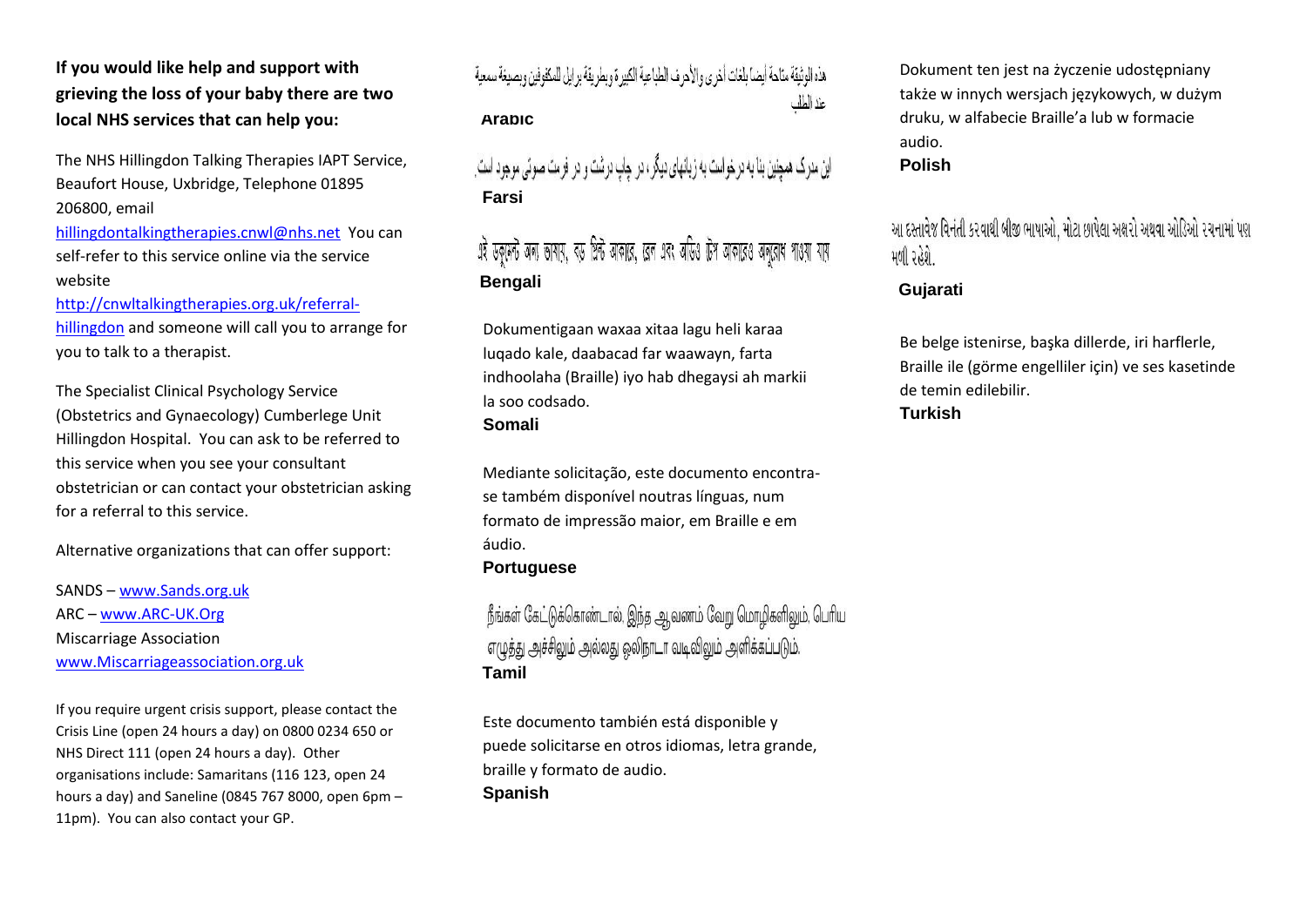**If you would like help and support with grieving the loss of your baby there are two local NHS services that can help you:**

The NHS Hillingdon Talking Therapies IAPT Service, Beaufort House, Uxbridge, Telephone 01895 206800, email hillingdontalkingtherapies.cnwl@nhs.net You can self-refer to this service online via the service website http://cnwltalkingtherapies.org.uk/referral-hillingdon and someone will call you to arrange for you to talk to a therapist.

The Specialist Clinical Psychology Service (Obstetrics and Gynaecology) Cumberlege Unit Hillingdon Hospital. You can ask to be referred to this service when you see your consultant obstetrician or can contact your obstetrician asking for a referral to this service.

Alternative organizations that can offer support:

SANDS – www.Sands.org.uk
ARC – www.ARC-UK.Org
Miscarriage Association
www.Miscarriageassociation.org.uk

If you require urgent crisis support, please contact the Crisis Line (open 24 hours a day) on 0800 0234 650 or NHS Direct 111 (open 24 hours a day). Other organisations include: Samaritans (116 123, open 24 hours a day) and Saneline (0845 767 8000, open 6pm – 11pm). You can also contact your GP.

هذه الوثيقة متاحة أيضاً بلغات أخرى والأحرف الطباعية الكبيرة وبطريقة برايل للمكفوفين وبصيغة سمعية عند الطلب

**Arabic**

این مدرک همچنین بنا به درخواست به زبانهای دیگر، در چاپ درشت و در فرمت صوتی موجود است.

**Farsi**

এই ডকুমেন্ট অন্য ভাষায়, বড় প্রিন্ট আকারে, ব্রেল এবং অডিও টেপ আকারেও অনুরোধে পাওয়া যায়

**Bengali**

Dokumentigaan waxaa xitaa lagu heli karaa luqado kale, daabacad far waawayn, farta indhoolaha (Braille) iyo hab dhegaysi ah markii la soo codsado.

**Somali**

Mediante solicitação, este documento encontra-se também disponível noutras línguas, num formato de impressão maior, em Braille e em áudio.

**Portuguese**

நீங்கள் கேட்டுக்கொண்டால், இந்த ஆவணம் வேறு மொழிகளிலும், பெரிய எழுத்து அச்சிலும் அல்லது ஒலிநாடா வடிவிலும் அளிக்கப்படும்.

**Tamil**

Este documento también está disponible y puede solicitarse en otros idiomas, letra grande, braille y formato de audio.

**Spanish**

Dokument ten jest na życzenie udostępniany także w innych wersjach językowych, w dużym druku, w alfabecie Braille'a lub w formacie audio.

**Polish**

આ દસ્તાવેજ વિનંતી કરવાથી બીજી ભાષાઓ, મોટા છાપેલા અક્ષરો અથવા ઓડિઓ રચનામાં પણ મળી રહેશે.

**Gujarati**

Be belge istenirse, başka dillerde, iri harflerle, Braille ile (görme engelliler için) ve ses kasetinde de temin edilebilir.

**Turkish**